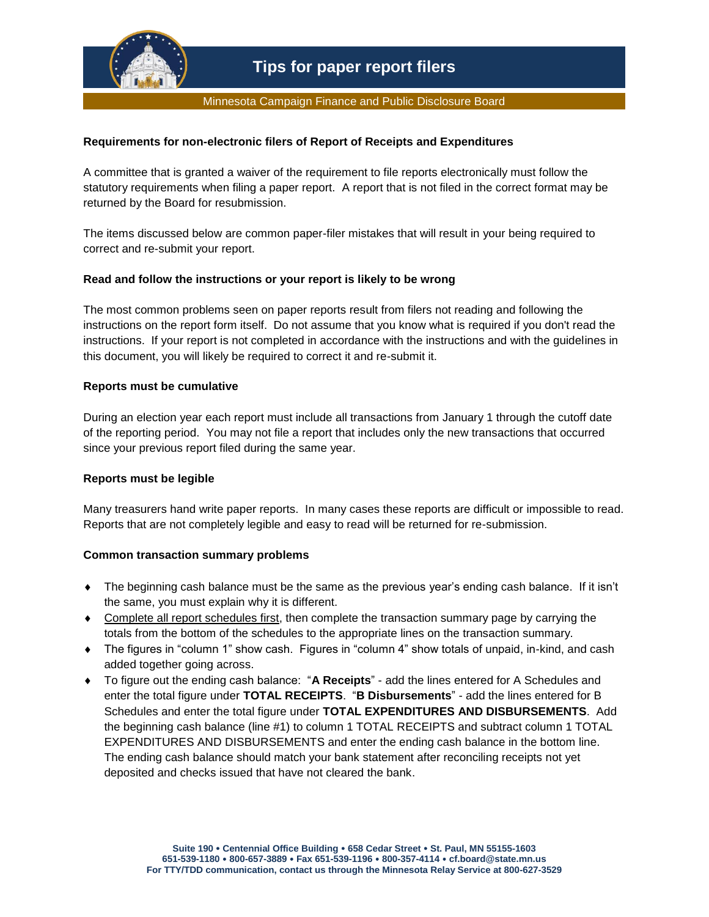# Tips for paper report filers

Minnesota Campaign Finance and Public Disclosure Board

**Requirements for non-electronic filers of Report of Receipts and Expenditures**

A committee that is granted a waiver of the requirement to file reports electronically must follow the statutory requirements when filing a paper report. A report that is not filed in the correct format may be returned by the Board for resubmission.

The items discussed below are common paper-filer mistakes that will result in your being required to correct and re-submit your report.

**Read and follow the instructions or your report is likely to be wrong**

The most common problems seen on paper reports result from filers not reading and following the instructions on the report form itself. Do not assume that you know what is required if you don't read the instructions. If your report is not completed in accordance with the instructions and with the guidelines in this document, you will likely be required to correct it and re-submit it.

**Reports must be cumulative**

During an election year each report must include all transactions from January 1 through the cutoff date of the reporting period. You may not file a report that includes only the new transactions that occurred since your previous report filed during the same year.

**Reports must be legible**

Many treasurers hand write paper reports. In many cases these reports are difficult or impossible to read. Reports that are not completely legible and easy to read will be returned for re-submission.

**Common transaction summary problems**

- The beginning cash balance must be the same as the previous year's ending cash balance. If it isn't the same, you must explain why it is different.
- Complete all report schedules first, then complete the transaction summary page by carrying the totals from the bottom of the schedules to the appropriate lines on the transaction summary.
- The figures in "column 1" show cash. Figures in "column 4" show totals of unpaid, in-kind, and cash added together going across.
- To figure out the ending cash balance: "**A Receipts**" - add the lines entered for A Schedules and enter the total figure under **TOTAL RECEIPTS**. "**B Disbursements**" - add the lines entered for B Schedules and enter the total figure under **TOTAL EXPENDITURES AND DISBURSEMENTS**. Add the beginning cash balance (line #1) to column 1 TOTAL RECEIPTS and subtract column 1 TOTAL EXPENDITURES AND DISBURSEMENTS and enter the ending cash balance in the bottom line. The ending cash balance should match your bank statement after reconciling receipts not yet deposited and checks issued that have not cleared the bank.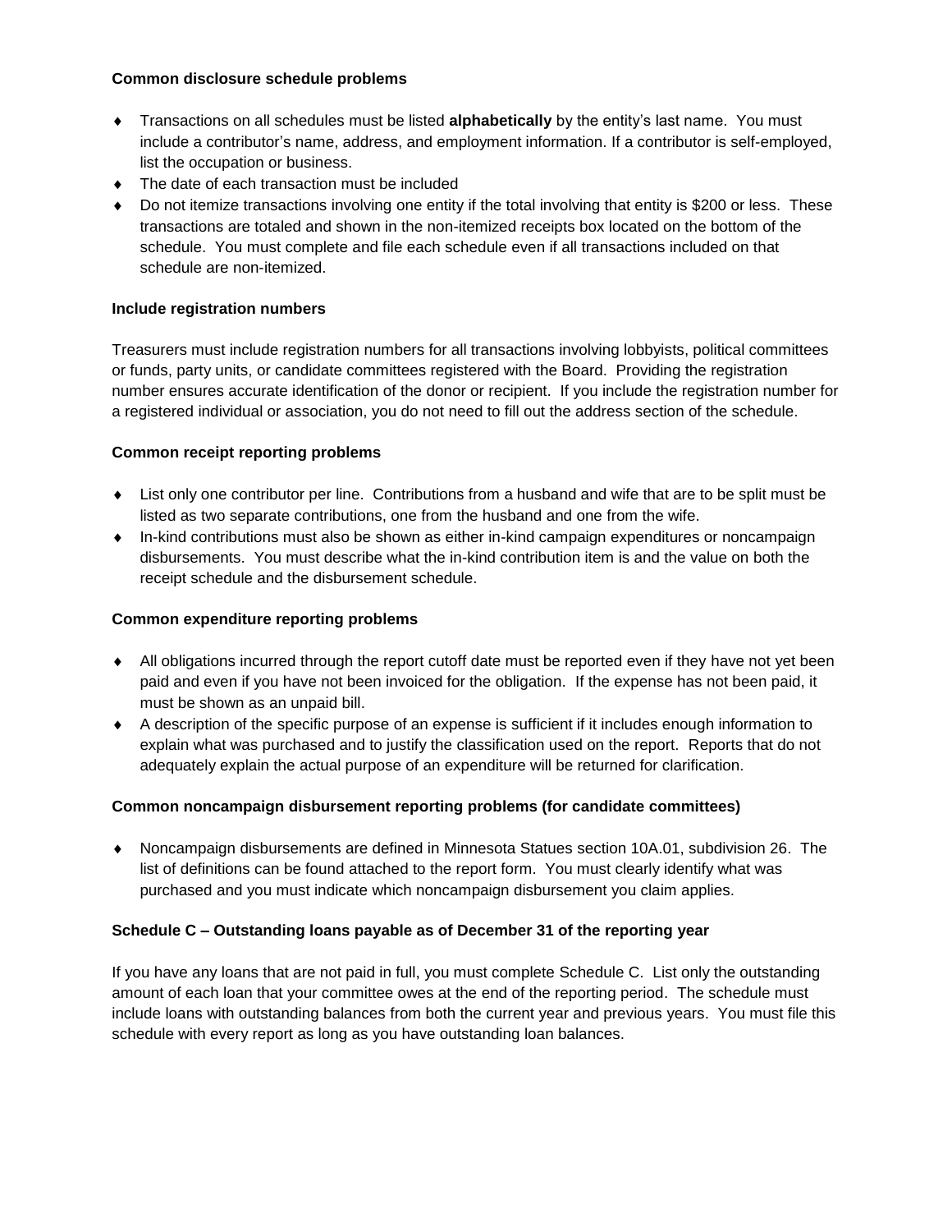**Common disclosure schedule problems**

- Transactions on all schedules must be listed **alphabetically** by the entity's last name. You must include a contributor's name, address, and employment information. If a contributor is self-employed, list the occupation or business.
- The date of each transaction must be included
- Do not itemize transactions involving one entity if the total involving that entity is $200 or less. These transactions are totaled and shown in the non-itemized receipts box located on the bottom of the schedule. You must complete and file each schedule even if all transactions included on that schedule are non-itemized.

**Include registration numbers**

Treasurers must include registration numbers for all transactions involving lobbyists, political committees or funds, party units, or candidate committees registered with the Board. Providing the registration number ensures accurate identification of the donor or recipient. If you include the registration number for a registered individual or association, you do not need to fill out the address section of the schedule.

**Common receipt reporting problems**

- List only one contributor per line. Contributions from a husband and wife that are to be split must be listed as two separate contributions, one from the husband and one from the wife.
- In-kind contributions must also be shown as either in-kind campaign expenditures or noncampaign disbursements. You must describe what the in-kind contribution item is and the value on both the receipt schedule and the disbursement schedule.

**Common expenditure reporting problems**

- All obligations incurred through the report cutoff date must be reported even if they have not yet been paid and even if you have not been invoiced for the obligation. If the expense has not been paid, it must be shown as an unpaid bill.
- A description of the specific purpose of an expense is sufficient if it includes enough information to explain what was purchased and to justify the classification used on the report. Reports that do not adequately explain the actual purpose of an expenditure will be returned for clarification.

**Common noncampaign disbursement reporting problems (for candidate committees)**

- Noncampaign disbursements are defined in Minnesota Statues section 10A.01, subdivision 26. The list of definitions can be found attached to the report form. You must clearly identify what was purchased and you must indicate which noncampaign disbursement you claim applies.

**Schedule C – Outstanding loans payable as of December 31 of the reporting year**

If you have any loans that are not paid in full, you must complete Schedule C. List only the outstanding amount of each loan that your committee owes at the end of the reporting period. The schedule must include loans with outstanding balances from both the current year and previous years. You must file this schedule with every report as long as you have outstanding loan balances.